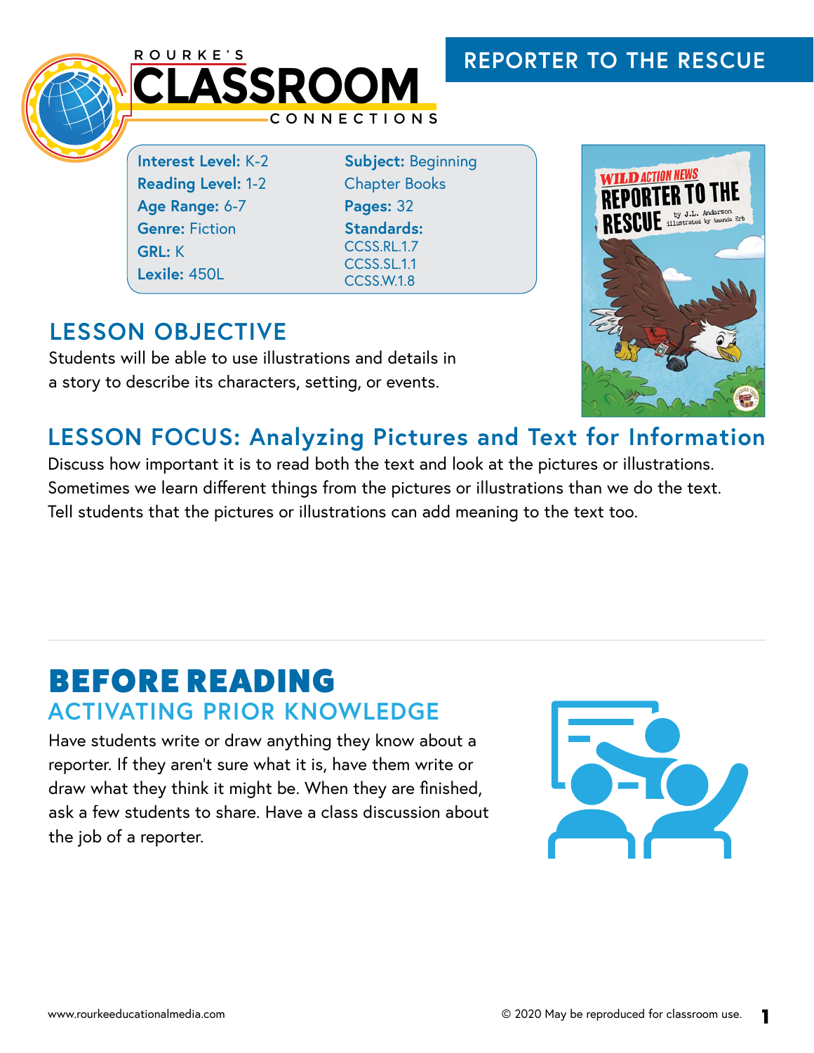ROURKE'S CLASSROOM CONNECTIONS

# REPORTER TO THE RESCUE

**Interest Level:** K-2
**Reading Level:** 1-2
**Age Range:** 6-7
**Genre:** Fiction
**GRL:** K
**Lexile:** 450L

**Subject:** Beginning Chapter Books
**Pages:** 32
**Standards:**
CCSS.RL.1.7
CCSS.SL.1.1
CCSS.W.1.8

## LESSON OBJECTIVE

Students will be able to use illustrations and details in a story to describe its characters, setting, or events.

## LESSON FOCUS: Analyzing Pictures and Text for Information

Discuss how important it is to read both the text and look at the pictures or illustrations. Sometimes we learn different things from the pictures or illustrations than we do the text. Tell students that the pictures or illustrations can add meaning to the text too.

# BEFORE READING

## ACTIVATING PRIOR KNOWLEDGE

Have students write or draw anything they know about a reporter. If they aren't sure what it is, have them write or draw what they think it might be. When they are finished, ask a few students to share. Have a class discussion about the job of a reporter.

www.rourkeeducationalmedia.com © 2020 May be reproduced for classroom use.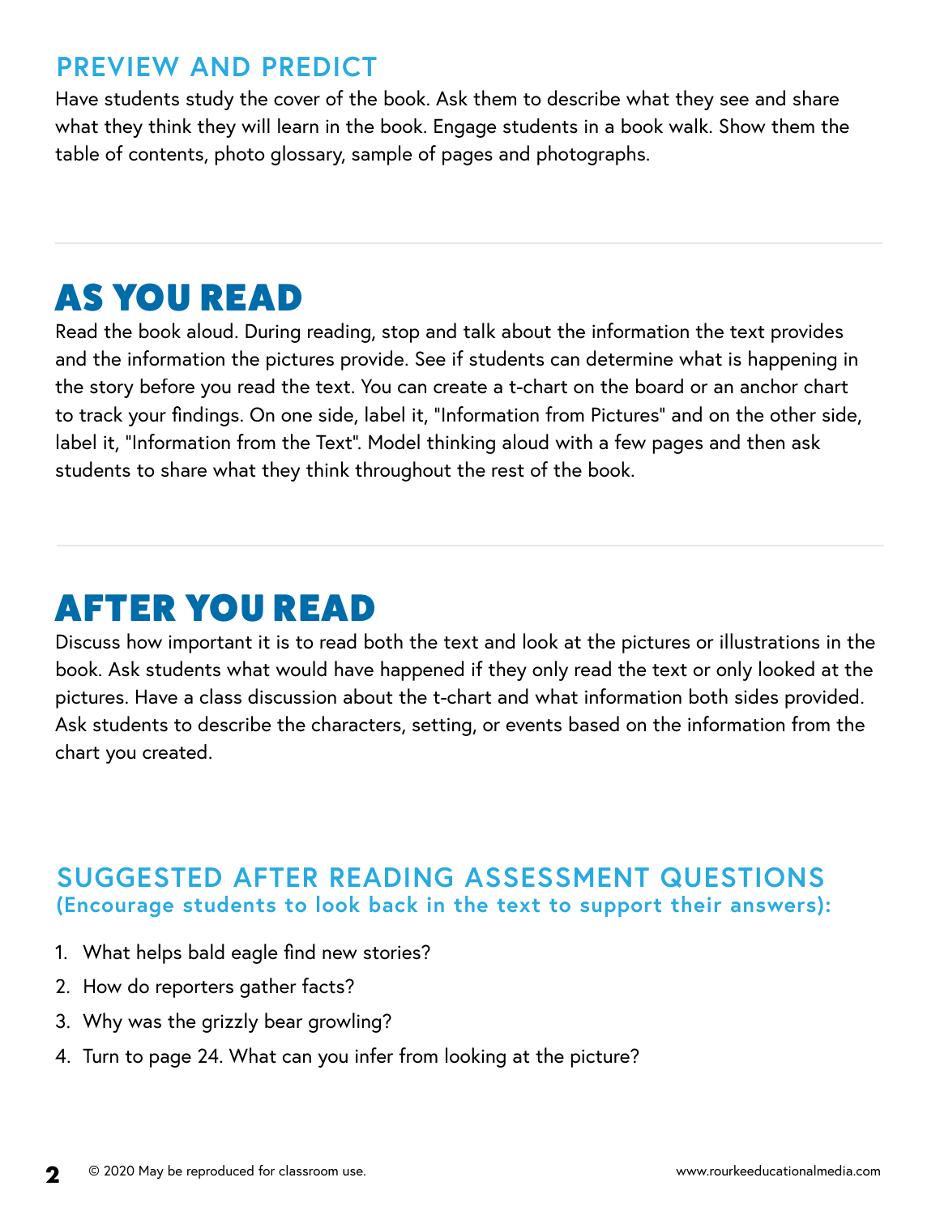## PREVIEW AND PREDICT

Have students study the cover of the book. Ask them to describe what they see and share what they think they will learn in the book. Engage students in a book walk. Show them the table of contents, photo glossary, sample of pages and photographs.

# AS YOU READ

Read the book aloud. During reading, stop and talk about the information the text provides and the information the pictures provide. See if students can determine what is happening in the story before you read the text. You can create a t-chart on the board or an anchor chart to track your findings. On one side, label it, "Information from Pictures" and on the other side, label it, "Information from the Text". Model thinking aloud with a few pages and then ask students to share what they think throughout the rest of the book.

# AFTER YOU READ

Discuss how important it is to read both the text and look at the pictures or illustrations in the book. Ask students what would have happened if they only read the text or only looked at the pictures. Have a class discussion about the t-chart and what information both sides provided. Ask students to describe the characters, setting, or events based on the information from the chart you created.

## SUGGESTED AFTER READING ASSESSMENT QUESTIONS
**(Encourage students to look back in the text to support their answers):**

1. What helps bald eagle find new stories?
2. How do reporters gather facts?
3. Why was the grizzly bear growling?
4. Turn to page 24. What can you infer from looking at the picture?

© 2020 May be reproduced for classroom use. www.rourkeeducationalmedia.com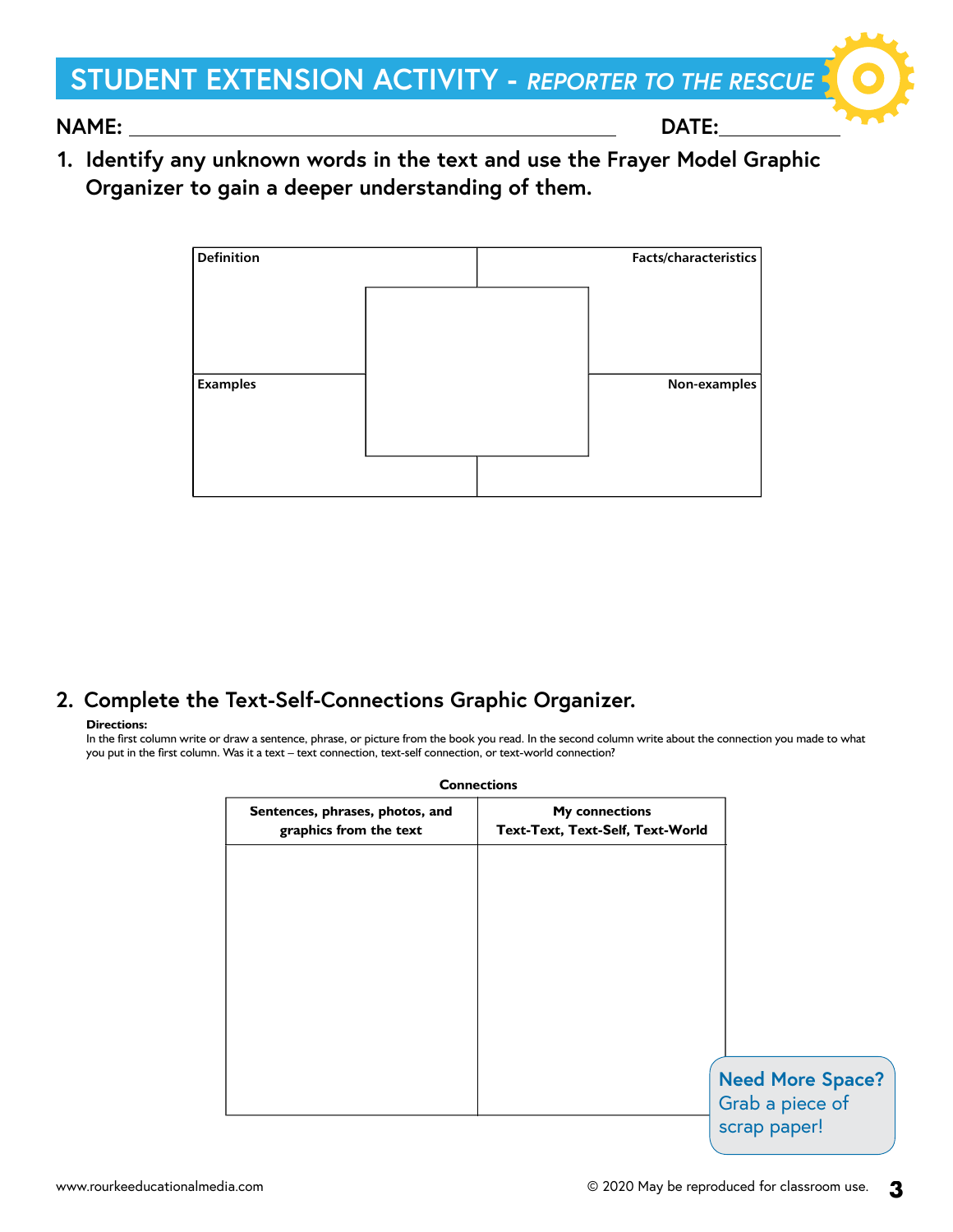# STUDENT EXTENSION ACTIVITY - *REPORTER TO THE RESCUE*

**NAME:** ______________________________ **DATE:** ____________

**1. Identify any unknown words in the text and use the Frayer Model Graphic Organizer to gain a deeper understanding of them.**

| Definition | Facts/characteristics |
| --- | --- |
| | |
| **Examples** | **Non-examples** |
| | |

**2. Complete the Text-Self-Connections Graphic Organizer.**

**Directions:**
In the first column write or draw a sentence, phrase, or picture from the book you read. In the second column write about the connection you made to what you put in the first column. Was it a text – text connection, text-self connection, or text-world connection?

**Connections**

| Sentences, phrases, photos, and graphics from the text | My connections Text-Text, Text-Self, Text-World |
| --- | --- |
| | |

**Need More Space?** Grab a piece of scrap paper!

www.rourkeeducationalmedia.com

© 2020 May be reproduced for classroom use.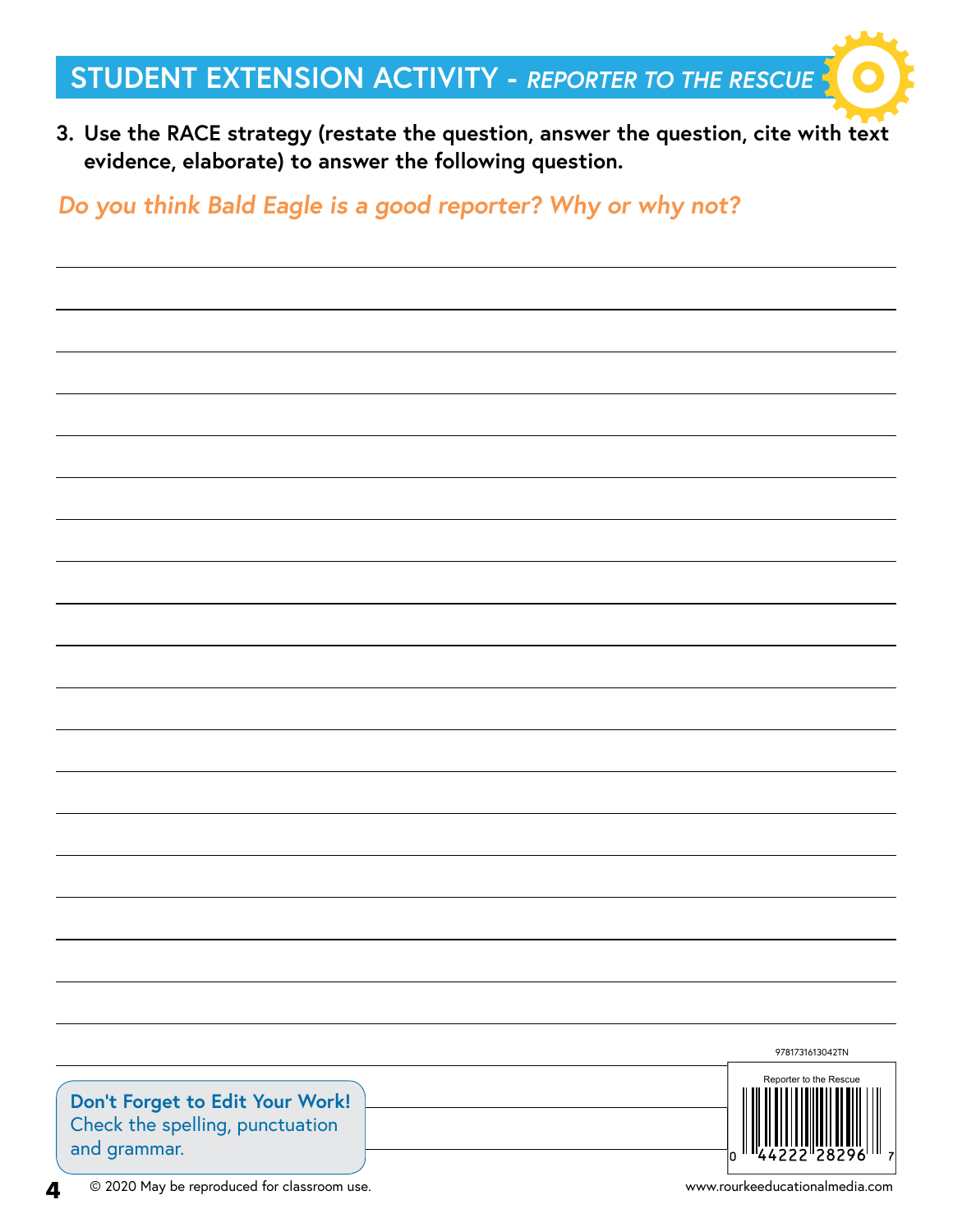## STUDENT EXTENSION ACTIVITY - *REPORTER TO THE RESCUE*

**3. Use the RACE strategy (restate the question, answer the question, cite with text evidence, elaborate) to answer the following question.**

*Do you think Bald Eagle is a good reporter? Why or why not?*

**Don't Forget to Edit Your Work!**
Check the spelling, punctuation and grammar.

9781731613042TN

Reporter to the Rescue

© 2020 May be reproduced for classroom use.

www.rourkeeducationalmedia.com